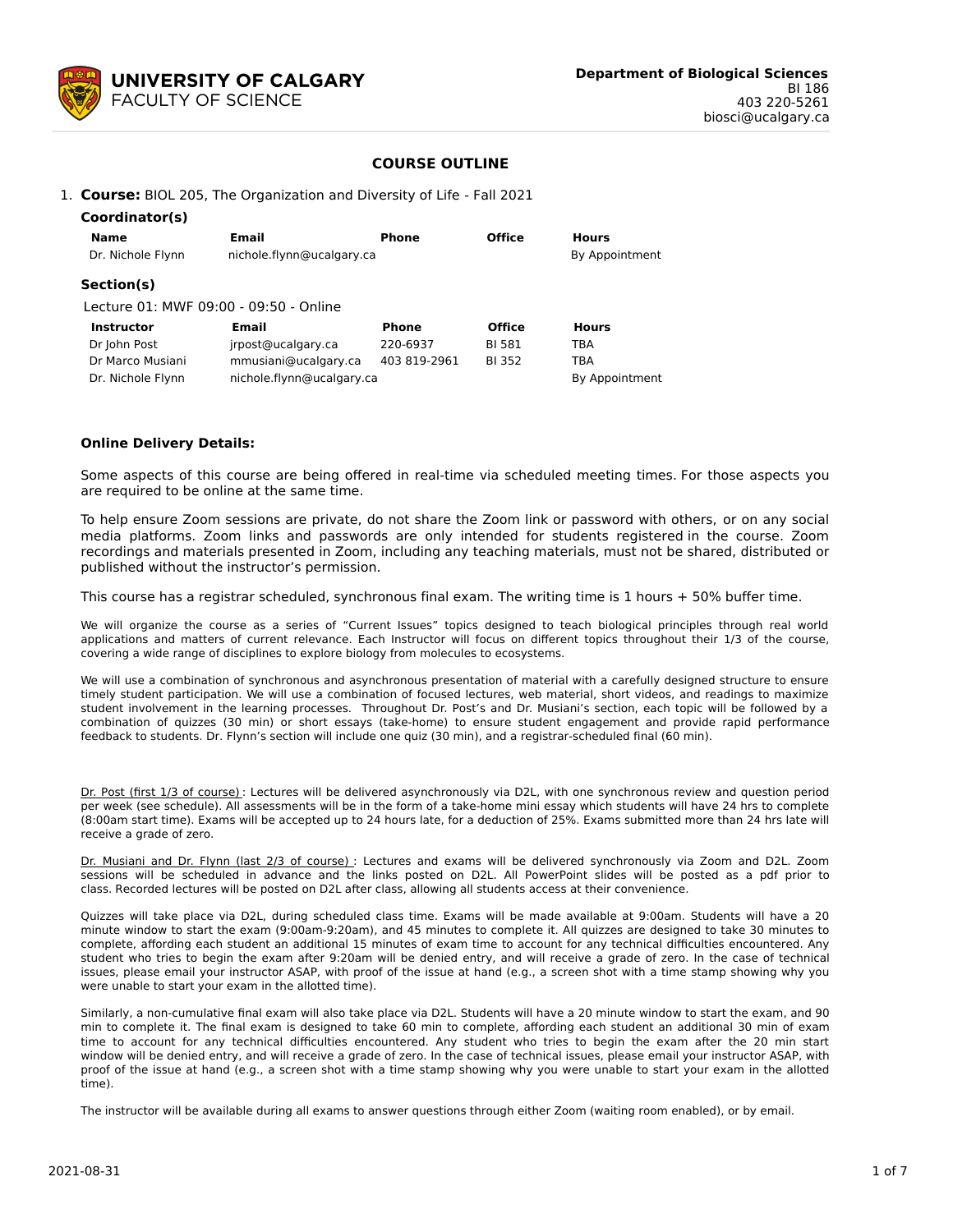**UNIVERSITY OF CALGARY**
FACULTY OF SCIENCE

**Department of Biological Sciences**
BI 186
403 220-5261
biosci@ucalgary.ca

# COURSE OUTLINE

1. **Course:** BIOL 205, The Organization and Diversity of Life - Fall 2021

**Coordinator(s)**

| Name | Email | Phone | Office | Hours |
|---|---|---|---|---|
| Dr. Nichole Flynn | nichole.flynn@ucalgary.ca | | | By Appointment |

**Section(s)**

Lecture 01: MWF 09:00 - 09:50 - Online

| Instructor | Email | Phone | Office | Hours |
|---|---|---|---|---|
| Dr John Post | jrpost@ucalgary.ca | 220-6937 | BI 581 | TBA |
| Dr Marco Musiani | mmusiani@ucalgary.ca | 403 819-2961 | BI 352 | TBA |
| Dr. Nichole Flynn | nichole.flynn@ucalgary.ca | | | By Appointment |

**Online Delivery Details:**

Some aspects of this course are being offered in real-time via scheduled meeting times. For those aspects you are required to be online at the same time.

To help ensure Zoom sessions are private, do not share the Zoom link or password with others, or on any social media platforms. Zoom links and passwords are only intended for students registered in the course. Zoom recordings and materials presented in Zoom, including any teaching materials, must not be shared, distributed or published without the instructor's permission.

This course has a registrar scheduled, synchronous final exam. The writing time is 1 hours + 50% buffer time.

We will organize the course as a series of "Current Issues" topics designed to teach biological principles through real world applications and matters of current relevance. Each Instructor will focus on different topics throughout their 1/3 of the course, covering a wide range of disciplines to explore biology from molecules to ecosystems.

We will use a combination of synchronous and asynchronous presentation of material with a carefully designed structure to ensure timely student participation. We will use a combination of focused lectures, web material, short videos, and readings to maximize student involvement in the learning processes. Throughout Dr. Post's and Dr. Musiani's section, each topic will be followed by a combination of quizzes (30 min) or short essays (take-home) to ensure student engagement and provide rapid performance feedback to students. Dr. Flynn's section will include one quiz (30 min), and a registrar-scheduled final (60 min).

Dr. Post (first 1/3 of course) : Lectures will be delivered asynchronously via D2L, with one synchronous review and question period per week (see schedule). All assessments will be in the form of a take-home mini essay which students will have 24 hrs to complete (8:00am start time). Exams will be accepted up to 24 hours late, for a deduction of 25%. Exams submitted more than 24 hrs late will receive a grade of zero.

Dr. Musiani and Dr. Flynn (last 2/3 of course) : Lectures and exams will be delivered synchronously via Zoom and D2L. Zoom sessions will be scheduled in advance and the links posted on D2L. All PowerPoint slides will be posted as a pdf prior to class. Recorded lectures will be posted on D2L after class, allowing all students access at their convenience.

Quizzes will take place via D2L, during scheduled class time. Exams will be made available at 9:00am. Students will have a 20 minute window to start the exam (9:00am-9:20am), and 45 minutes to complete it. All quizzes are designed to take 30 minutes to complete, affording each student an additional 15 minutes of exam time to account for any technical difficulties encountered. Any student who tries to begin the exam after 9:20am will be denied entry, and will receive a grade of zero. In the case of technical issues, please email your instructor ASAP, with proof of the issue at hand (e.g., a screen shot with a time stamp showing why you were unable to start your exam in the allotted time).

Similarly, a non-cumulative final exam will also take place via D2L. Students will have a 20 minute window to start the exam, and 90 min to complete it. The final exam is designed to take 60 min to complete, affording each student an additional 30 min of exam time to account for any technical difficulties encountered. Any student who tries to begin the exam after the 20 min start window will be denied entry, and will receive a grade of zero. In the case of technical issues, please email your instructor ASAP, with proof of the issue at hand (e.g., a screen shot with a time stamp showing why you were unable to start your exam in the allotted time).

The instructor will be available during all exams to answer questions through either Zoom (waiting room enabled), or by email.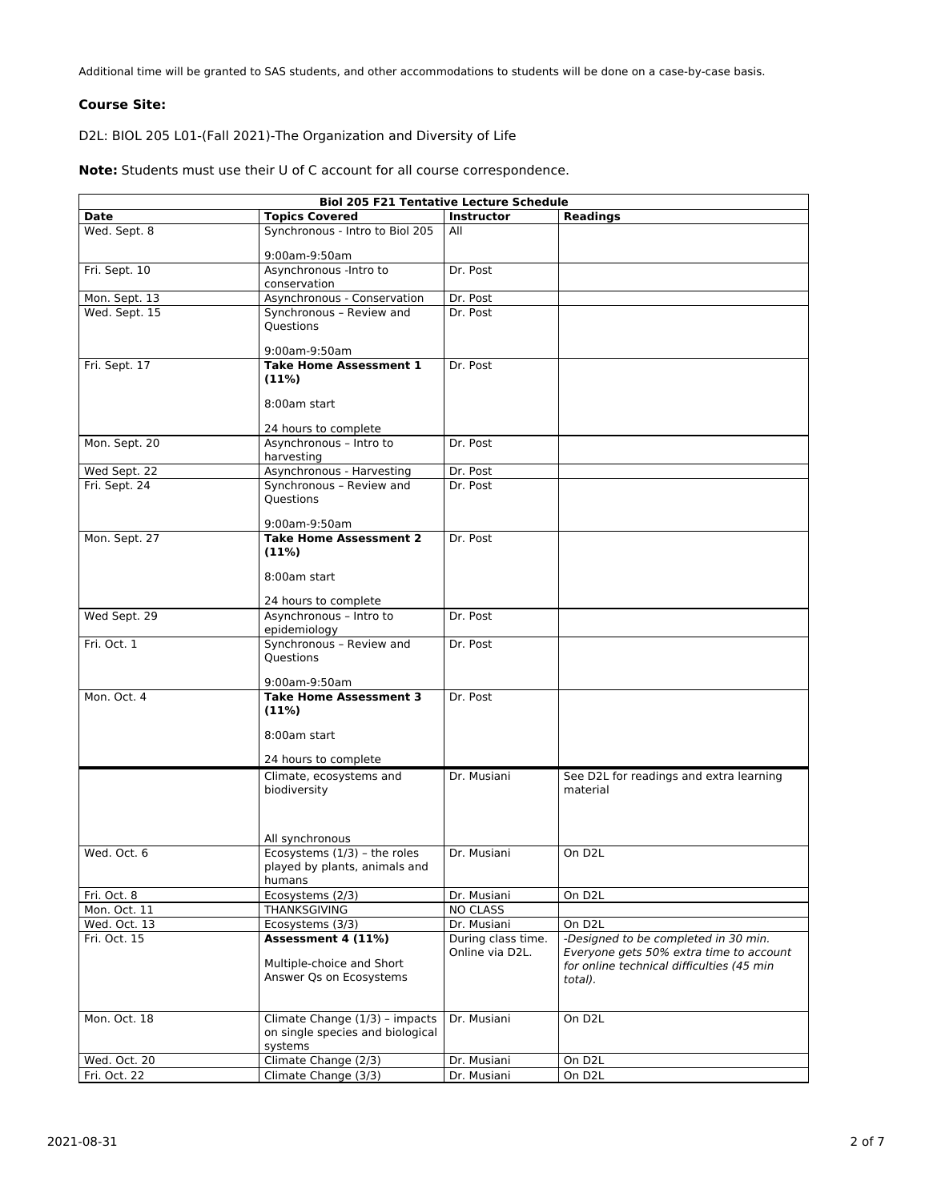Additional time will be granted to SAS students, and other accommodations to students will be done on a case-by-case basis.

**Course Site:**

D2L: BIOL 205 L01-(Fall 2021)-The Organization and Diversity of Life

**Note:** Students must use their U of C account for all course correspondence.

| **Biol 205 F21 Tentative Lecture Schedule** | | | |
|---|---|---|---|
| **Date** | **Topics Covered** | **Instructor** | **Readings** |
| Wed. Sept. 8 | Synchronous - Intro to Biol 205<br><br>9:00am-9:50am | All | |
| Fri. Sept. 10 | Asynchronous -Intro to conservation | Dr. Post | |
| Mon. Sept. 13 | Asynchronous - Conservation | Dr. Post | |
| Wed. Sept. 15 | Synchronous – Review and Questions<br><br>9:00am-9:50am | Dr. Post | |
| Fri. Sept. 17 | **Take Home Assessment 1 (11%)**<br><br>8:00am start<br><br>24 hours to complete | Dr. Post | |
| Mon. Sept. 20 | Asynchronous – Intro to harvesting | Dr. Post | |
| Wed Sept. 22 | Asynchronous - Harvesting | Dr. Post | |
| Fri. Sept. 24 | Synchronous – Review and Questions<br><br>9:00am-9:50am | Dr. Post | |
| Mon. Sept. 27 | **Take Home Assessment 2 (11%)**<br><br>8:00am start<br><br>24 hours to complete | Dr. Post | |
| Wed Sept. 29 | Asynchronous – Intro to epidemiology | Dr. Post | |
| Fri. Oct. 1 | Synchronous – Review and Questions<br><br>9:00am-9:50am | Dr. Post | |
| Mon. Oct. 4 | **Take Home Assessment 3 (11%)**<br><br>8:00am start<br><br>24 hours to complete | Dr. Post | |
| | Climate, ecosystems and biodiversity<br><br>All synchronous | Dr. Musiani | See D2L for readings and extra learning material |
| Wed. Oct. 6 | Ecosystems (1/3) – the roles played by plants, animals and humans | Dr. Musiani | On D2L |
| Fri. Oct. 8 | Ecosystems (2/3) | Dr. Musiani | On D2L |
| Mon. Oct. 11 | THANKSGIVING | NO CLASS | |
| Wed. Oct. 13 | Ecosystems (3/3) | Dr. Musiani | On D2L |
| Fri. Oct. 15 | **Assessment 4 (11%)**<br><br>Multiple-choice and Short Answer Qs on Ecosystems | During class time. Online via D2L. | *-Designed to be completed in 30 min. Everyone gets 50% extra time to account for online technical difficulties (45 min total).* |
| Mon. Oct. 18 | Climate Change (1/3) – impacts on single species and biological systems | Dr. Musiani | On D2L |
| Wed. Oct. 20 | Climate Change (2/3) | Dr. Musiani | On D2L |
| Fri. Oct. 22 | Climate Change (3/3) | Dr. Musiani | On D2L |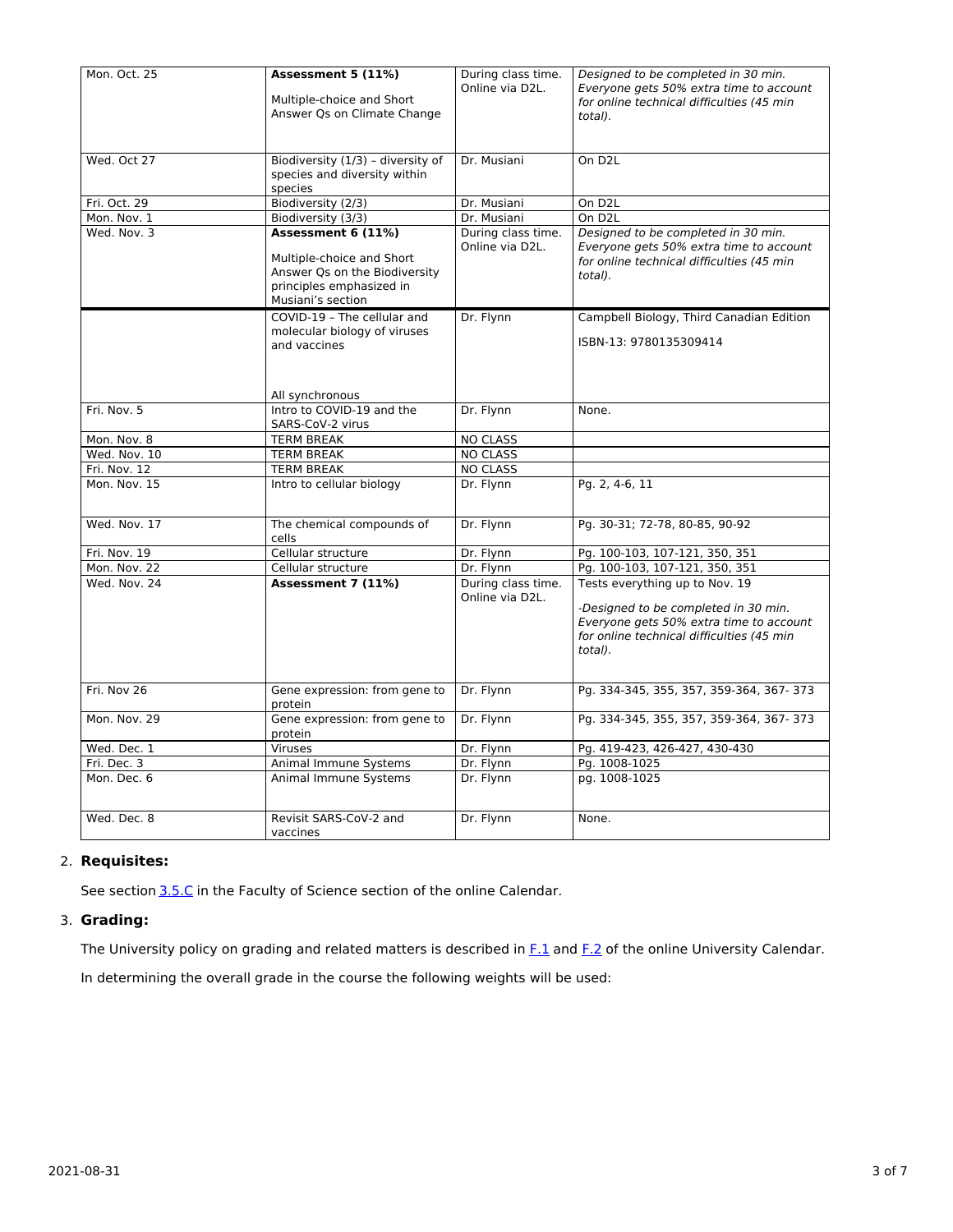| Mon. Oct. 25 | **Assessment 5 (11%)**<br><br>Multiple-choice and Short Answer Qs on Climate Change | During class time. Online via D2L. | *Designed to be completed in 30 min. Everyone gets 50% extra time to account for online technical difficulties (45 min total).* |
|---|---|---|---|
| Wed. Oct 27 | Biodiversity (1/3) – diversity of species and diversity within species | Dr. Musiani | On D2L |
| Fri. Oct. 29 | Biodiversity (2/3) | Dr. Musiani | On D2L |
| Mon. Nov. 1 | Biodiversity (3/3) | Dr. Musiani | On D2L |
| Wed. Nov. 3 | **Assessment 6 (11%)**<br><br>Multiple-choice and Short Answer Qs on the Biodiversity principles emphasized in Musiani's section | During class time. Online via D2L. | *Designed to be completed in 30 min. Everyone gets 50% extra time to account for online technical difficulties (45 min total).* |
| | COVID-19 – The cellular and molecular biology of viruses and vaccines<br><br>All synchronous | Dr. Flynn | Campbell Biology, Third Canadian Edition<br><br>ISBN-13: 9780135309414 |
| Fri. Nov. 5 | Intro to COVID-19 and the SARS-CoV-2 virus | Dr. Flynn | None. |
| Mon. Nov. 8 | TERM BREAK | NO CLASS | |
| Wed. Nov. 10 | TERM BREAK | NO CLASS | |
| Fri. Nov. 12 | TERM BREAK | NO CLASS | |
| Mon. Nov. 15 | Intro to cellular biology | Dr. Flynn | Pg. 2, 4-6, 11 |
| Wed. Nov. 17 | The chemical compounds of cells | Dr. Flynn | Pg. 30-31; 72-78, 80-85, 90-92 |
| Fri. Nov. 19 | Cellular structure | Dr. Flynn | Pg. 100-103, 107-121, 350, 351 |
| Mon. Nov. 22 | Cellular structure | Dr. Flynn | Pg. 100-103, 107-121, 350, 351 |
| Wed. Nov. 24 | **Assessment 7 (11%)** | During class time. Online via D2L. | Tests everything up to Nov. 19<br><br>*-Designed to be completed in 30 min. Everyone gets 50% extra time to account for online technical difficulties (45 min total).* |
| Fri Nov 26 | Gene expression: from gene to protein | Dr. Flynn | Pg. 334-345, 355, 357, 359-364, 367- 373 |
| Mon. Nov. 29 | Gene expression: from gene to protein | Dr. Flynn | Pg. 334-345, 355, 357, 359-364, 367- 373 |
| Wed. Dec. 1 | Viruses | Dr. Flynn | Pg. 419-423, 426-427, 430-430 |
| Fri. Dec. 3 | Animal Immune Systems | Dr. Flynn | Pg. 1008-1025 |
| Mon. Dec. 6 | Animal Immune Systems | Dr. Flynn | pg. 1008-1025 |
| Wed. Dec. 8 | Revisit SARS-CoV-2 and vaccines | Dr. Flynn | None. |

2. **Requisites:**

   See section 3.5.C in the Faculty of Science section of the online Calendar.

3. **Grading:**

   The University policy on grading and related matters is described in F.1 and F.2 of the online University Calendar.

   In determining the overall grade in the course the following weights will be used: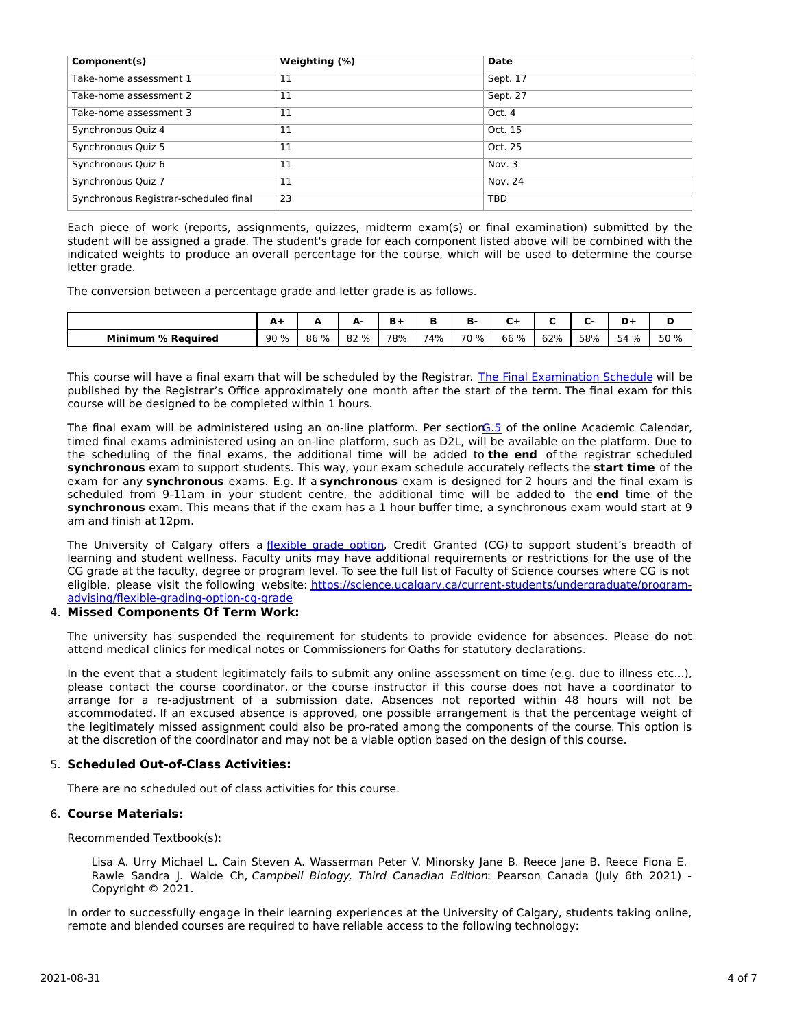| Component(s) | Weighting (%) | Date |
|---|---|---|
| Take-home assessment 1 | 11 | Sept. 17 |
| Take-home assessment 2 | 11 | Sept. 27 |
| Take-home assessment 3 | 11 | Oct. 4 |
| Synchronous Quiz 4 | 11 | Oct. 15 |
| Synchronous Quiz 5 | 11 | Oct. 25 |
| Synchronous Quiz 6 | 11 | Nov. 3 |
| Synchronous Quiz 7 | 11 | Nov. 24 |
| Synchronous Registrar-scheduled final | 23 | TBD |

Each piece of work (reports, assignments, quizzes, midterm exam(s) or final examination) submitted by the student will be assigned a grade. The student's grade for each component listed above will be combined with the indicated weights to produce an overall percentage for the course, which will be used to determine the course letter grade.

The conversion between a percentage grade and letter grade is as follows.

| | A+ | A | A- | B+ | B | B- | C+ | C | C- | D+ | D |
|---|---|---|---|---|---|---|---|---|---|---|---|
| **Minimum % Required** | 90 % | 86 % | 82 % | 78% | 74% | 70 % | 66 % | 62% | 58% | 54 % | 50 % |

This course will have a final exam that will be scheduled by the Registrar. The Final Examination Schedule will be published by the Registrar's Office approximately one month after the start of the term. The final exam for this course will be designed to be completed within 1 hours.

The final exam will be administered using an on-line platform. Per section G.5 of the online Academic Calendar, timed final exams administered using an on-line platform, such as D2L, will be available on the platform. Due to the scheduling of the final exams, the additional time will be added to **the end** of the registrar scheduled **synchronous** exam to support students. This way, your exam schedule accurately reflects the **start time** of the exam for any **synchronous** exams. E.g. If a **synchronous** exam is designed for 2 hours and the final exam is scheduled from 9-11am in your student centre, the additional time will be added to the **end** time of the **synchronous** exam. This means that if the exam has a 1 hour buffer time, a synchronous exam would start at 9 am and finish at 12pm.

The University of Calgary offers a flexible grade option, Credit Granted (CG) to support student's breadth of learning and student wellness. Faculty units may have additional requirements or restrictions for the use of the CG grade at the faculty, degree or program level. To see the full list of Faculty of Science courses where CG is not eligible, please visit the following website: https://science.ucalgary.ca/current-students/undergraduate/program-advising/flexible-grading-option-cg-grade

4. **Missed Components Of Term Work:**

The university has suspended the requirement for students to provide evidence for absences. Please do not attend medical clinics for medical notes or Commissioners for Oaths for statutory declarations.

In the event that a student legitimately fails to submit any online assessment on time (e.g. due to illness etc...), please contact the course coordinator, or the course instructor if this course does not have a coordinator to arrange for a re-adjustment of a submission date. Absences not reported within 48 hours will not be accommodated. If an excused absence is approved, one possible arrangement is that the percentage weight of the legitimately missed assignment could also be pro-rated among the components of the course. This option is at the discretion of the coordinator and may not be a viable option based on the design of this course.

5. **Scheduled Out-of-Class Activities:**

There are no scheduled out of class activities for this course.

6. **Course Materials:**

Recommended Textbook(s):

Lisa A. Urry Michael L. Cain Steven A. Wasserman Peter V. Minorsky Jane B. Reece Jane B. Reece Fiona E. Rawle Sandra J. Walde Ch, *Campbell Biology, Third Canadian Edition*: Pearson Canada (July 6th 2021) - Copyright © 2021.

In order to successfully engage in their learning experiences at the University of Calgary, students taking online, remote and blended courses are required to have reliable access to the following technology: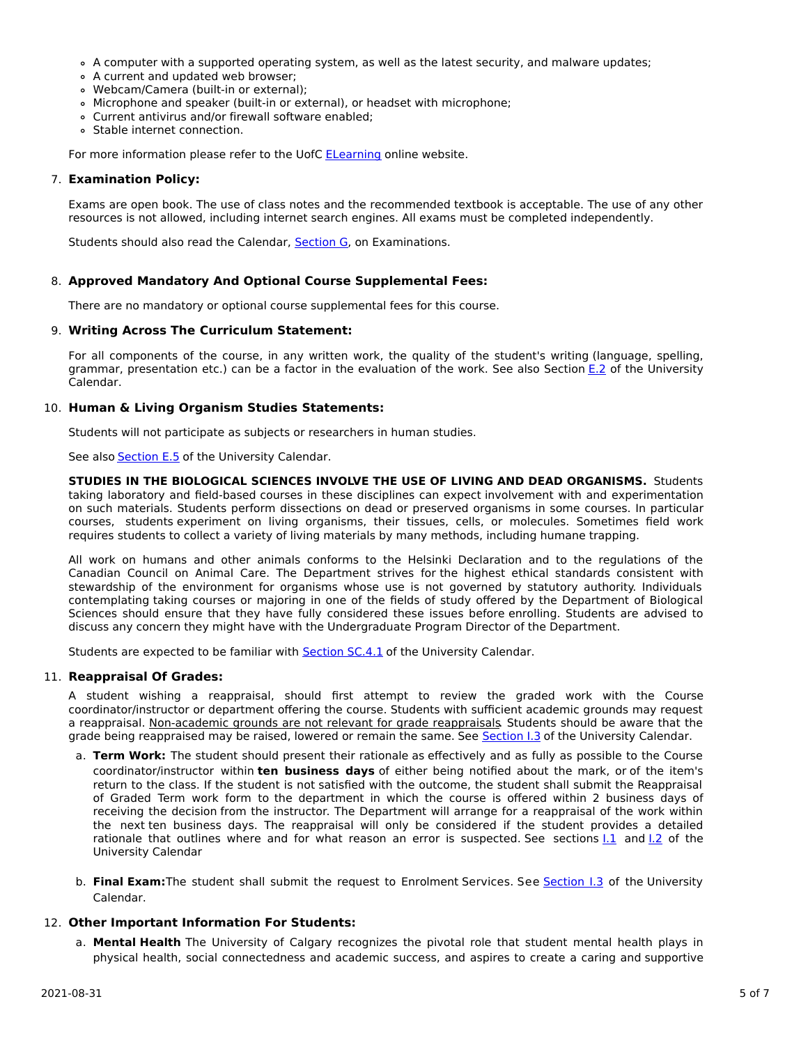- A computer with a supported operating system, as well as the latest security, and malware updates;
- A current and updated web browser;
- Webcam/Camera (built-in or external);
- Microphone and speaker (built-in or external), or headset with microphone;
- Current antivirus and/or firewall software enabled;
- Stable internet connection.

For more information please refer to the UofC ELearning online website.

7. **Examination Policy:**

   Exams are open book. The use of class notes and the recommended textbook is acceptable. The use of any other resources is not allowed, including internet search engines. All exams must be completed independently.

   Students should also read the Calendar, Section G, on Examinations.

8. **Approved Mandatory And Optional Course Supplemental Fees:**

   There are no mandatory or optional course supplemental fees for this course.

9. **Writing Across The Curriculum Statement:**

   For all components of the course, in any written work, the quality of the student's writing (language, spelling, grammar, presentation etc.) can be a factor in the evaluation of the work. See also Section E.2 of the University Calendar.

10. **Human & Living Organism Studies Statements:**

    Students will not participate as subjects or researchers in human studies.

    See also Section E.5 of the University Calendar.

    **STUDIES IN THE BIOLOGICAL SCIENCES INVOLVE THE USE OF LIVING AND DEAD ORGANISMS.** Students taking laboratory and field-based courses in these disciplines can expect involvement with and experimentation on such materials. Students perform dissections on dead or preserved organisms in some courses. In particular courses, students experiment on living organisms, their tissues, cells, or molecules. Sometimes field work requires students to collect a variety of living materials by many methods, including humane trapping.

    All work on humans and other animals conforms to the Helsinki Declaration and to the regulations of the Canadian Council on Animal Care. The Department strives for the highest ethical standards consistent with stewardship of the environment for organisms whose use is not governed by statutory authority. Individuals contemplating taking courses or majoring in one of the fields of study offered by the Department of Biological Sciences should ensure that they have fully considered these issues before enrolling. Students are advised to discuss any concern they might have with the Undergraduate Program Director of the Department.

    Students are expected to be familiar with Section SC.4.1 of the University Calendar.

11. **Reappraisal Of Grades:**

    A student wishing a reappraisal, should first attempt to review the graded work with the Course coordinator/instructor or department offering the course. Students with sufficient academic grounds may request a reappraisal. Non-academic grounds are not relevant for grade reappraisals. Students should be aware that the grade being reappraised may be raised, lowered or remain the same. See Section I.3 of the University Calendar.

    a. **Term Work:** The student should present their rationale as effectively and as fully as possible to the Course coordinator/instructor within **ten business days** of either being notified about the mark, or of the item's return to the class. If the student is not satisfied with the outcome, the student shall submit the Reappraisal of Graded Term work form to the department in which the course is offered within 2 business days of receiving the decision from the instructor. The Department will arrange for a reappraisal of the work within the next ten business days. The reappraisal will only be considered if the student provides a detailed rationale that outlines where and for what reason an error is suspected. See sections I.1 and I.2 of the University Calendar

    b. **Final Exam:** The student shall submit the request to Enrolment Services. See Section I.3 of the University Calendar.

12. **Other Important Information For Students:**

    a. **Mental Health** The University of Calgary recognizes the pivotal role that student mental health plays in physical health, social connectedness and academic success, and aspires to create a caring and supportive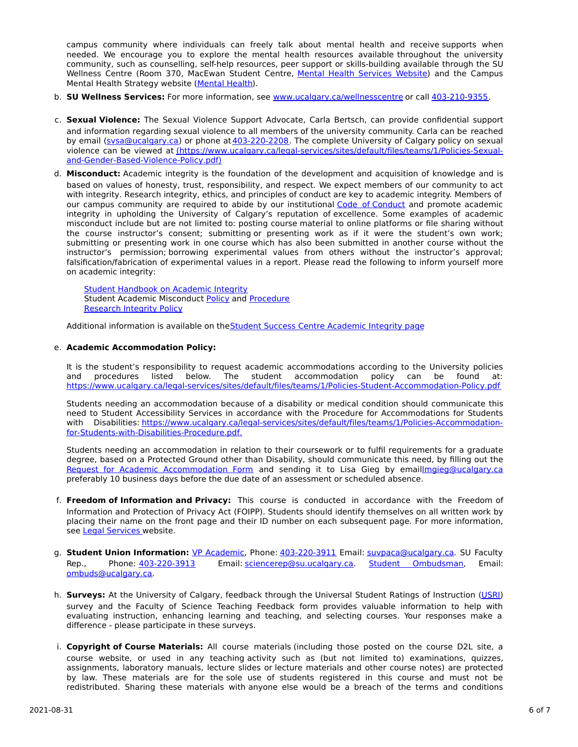campus community where individuals can freely talk about mental health and receive supports when needed. We encourage you to explore the mental health resources available throughout the university community, such as counselling, self-help resources, peer support or skills-building available through the SU Wellness Centre (Room 370, MacEwan Student Centre, Mental Health Services Website) and the Campus Mental Health Strategy website (Mental Health).

b. **SU Wellness Services:** For more information, see www.ucalgary.ca/wellnesscentre or call 403-210-9355.

c. **Sexual Violence:** The Sexual Violence Support Advocate, Carla Bertsch, can provide confidential support and information regarding sexual violence to all members of the university community. Carla can be reached by email (svsa@ucalgary.ca) or phone at 403-220-2208. The complete University of Calgary policy on sexual violence can be viewed at (https://www.ucalgary.ca/legal-services/sites/default/files/teams/1/Policies-Sexual-and-Gender-Based-Violence-Policy.pdf)

d. **Misconduct:** Academic integrity is the foundation of the development and acquisition of knowledge and is based on values of honesty, trust, responsibility, and respect. We expect members of our community to act with integrity. Research integrity, ethics, and principles of conduct are key to academic integrity. Members of our campus community are required to abide by our institutional Code of Conduct and promote academic integrity in upholding the University of Calgary's reputation of excellence. Some examples of academic misconduct include but are not limited to: posting course material to online platforms or file sharing without the course instructor's consent; submitting or presenting work as if it were the student's own work; submitting or presenting work in one course which has also been submitted in another course without the instructor's permission; borrowing experimental values from others without the instructor's approval; falsification/fabrication of experimental values in a report. Please read the following to inform yourself more on academic integrity:

   Student Handbook on Academic Integrity
   Student Academic Misconduct Policy and Procedure
   Research Integrity Policy

   Additional information is available on the Student Success Centre Academic Integrity page

e. **Academic Accommodation Policy:**

   It is the student's responsibility to request academic accommodations according to the University policies and procedures listed below. The student accommodation policy can be found at: https://www.ucalgary.ca/legal-services/sites/default/files/teams/1/Policies-Student-Accommodation-Policy.pdf

   Students needing an accommodation because of a disability or medical condition should communicate this need to Student Accessibility Services in accordance with the Procedure for Accommodations for Students with Disabilities: https://www.ucalgary.ca/legal-services/sites/default/files/teams/1/Policies-Accommodation-for-Students-with-Disabilities-Procedure.pdf.

   Students needing an accommodation in relation to their coursework or to fulfil requirements for a graduate degree, based on a Protected Ground other than Disability, should communicate this need, by filling out the Request for Academic Accommodation Form and sending it to Lisa Gieg by email lmgieg@ucalgary.ca preferably 10 business days before the due date of an assessment or scheduled absence.

f. **Freedom of Information and Privacy:** This course is conducted in accordance with the Freedom of Information and Protection of Privacy Act (FOIPP). Students should identify themselves on all written work by placing their name on the front page and their ID number on each subsequent page. For more information, see Legal Services website.

g. **Student Union Information:** VP Academic, Phone: 403-220-3911 Email: suvpaca@ucalgary.ca. SU Faculty Rep., Phone: 403-220-3913 Email: sciencerep@su.ucalgary.ca. Student Ombudsman, Email: ombuds@ucalgary.ca.

h. **Surveys:** At the University of Calgary, feedback through the Universal Student Ratings of Instruction (USRI) survey and the Faculty of Science Teaching Feedback form provides valuable information to help with evaluating instruction, enhancing learning and teaching, and selecting courses. Your responses make a difference - please participate in these surveys.

i. **Copyright of Course Materials:** All course materials (including those posted on the course D2L site, a course website, or used in any teaching activity such as (but not limited to) examinations, quizzes, assignments, laboratory manuals, lecture slides or lecture materials and other course notes) are protected by law. These materials are for the sole use of students registered in this course and must not be redistributed. Sharing these materials with anyone else would be a breach of the terms and conditions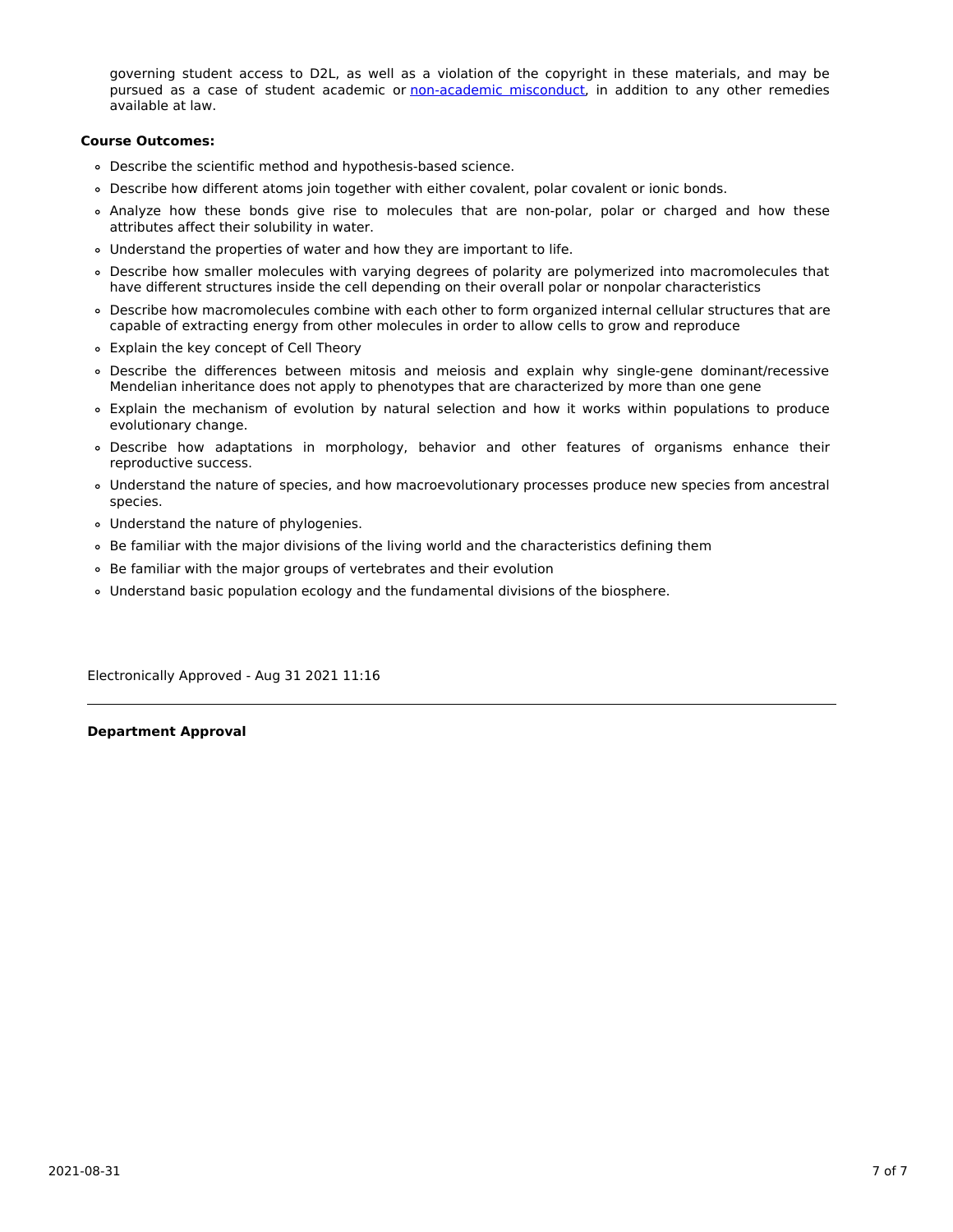governing student access to D2L, as well as a violation of the copyright in these materials, and may be pursued as a case of student academic or non-academic misconduct, in addition to any other remedies available at law.

**Course Outcomes:**

- Describe the scientific method and hypothesis-based science.
- Describe how different atoms join together with either covalent, polar covalent or ionic bonds.
- Analyze how these bonds give rise to molecules that are non-polar, polar or charged and how these attributes affect their solubility in water.
- Understand the properties of water and how they are important to life.
- Describe how smaller molecules with varying degrees of polarity are polymerized into macromolecules that have different structures inside the cell depending on their overall polar or nonpolar characteristics
- Describe how macromolecules combine with each other to form organized internal cellular structures that are capable of extracting energy from other molecules in order to allow cells to grow and reproduce
- Explain the key concept of Cell Theory
- Describe the differences between mitosis and meiosis and explain why single-gene dominant/recessive Mendelian inheritance does not apply to phenotypes that are characterized by more than one gene
- Explain the mechanism of evolution by natural selection and how it works within populations to produce evolutionary change.
- Describe how adaptations in morphology, behavior and other features of organisms enhance their reproductive success.
- Understand the nature of species, and how macroevolutionary processes produce new species from ancestral species.
- Understand the nature of phylogenies.
- Be familiar with the major divisions of the living world and the characteristics defining them
- Be familiar with the major groups of vertebrates and their evolution
- Understand basic population ecology and the fundamental divisions of the biosphere.

Electronically Approved - Aug 31 2021 11:16

---

**Department Approval**